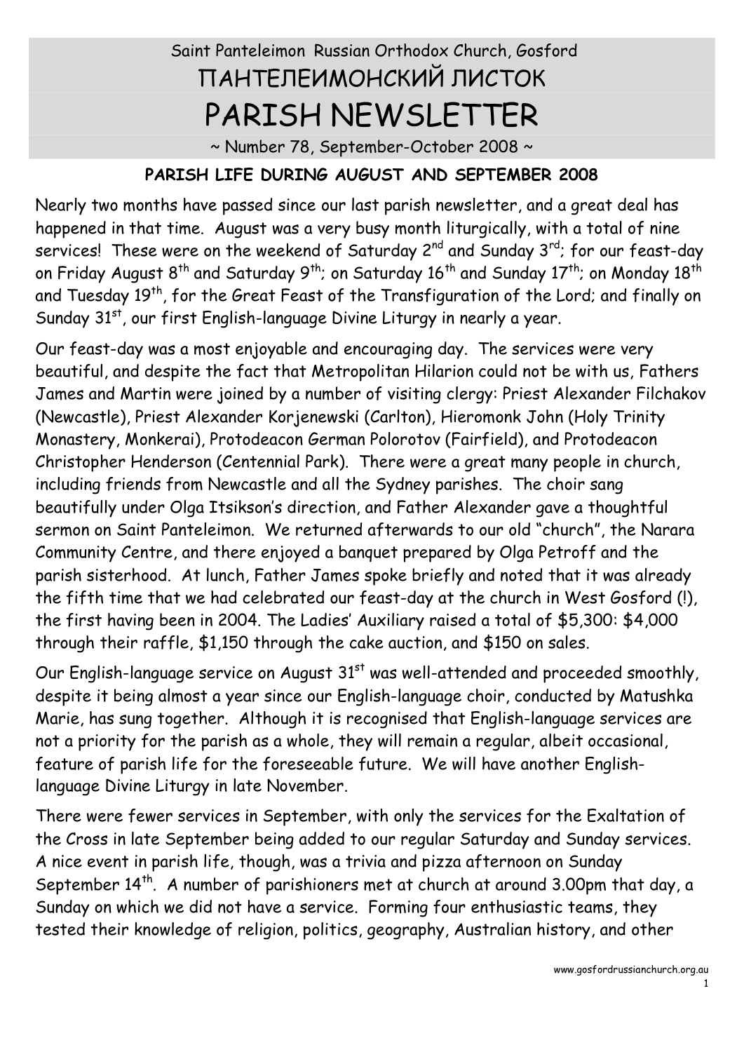Saint Panteleimon Russian Orthodox Church, Gosford

# ПАНТЕЛЕИМОНСКИЙ ЛИСТОК

# PARISH NEWSLETTER

~ Number 78, September-October 2008 ~

## PARISH LIFE DURING AUGUST AND SEPTEMBER 2008

Nearly two months have passed since our last parish newsletter, and a great deal has happened in that time. August was a very busy month liturgically, with a total of nine services! These were on the weekend of Saturday 2nd and Sunday 3rd; for our feast-day on Friday August 8th and Saturday 9th; on Saturday 16th and Sunday 17th; on Monday 18th and Tuesday 19th, for the Great Feast of the Transfiguration of the Lord; and finally on Sunday 31st, our first English-language Divine Liturgy in nearly a year.

Our feast-day was a most enjoyable and encouraging day. The services were very beautiful, and despite the fact that Metropolitan Hilarion could not be with us, Fathers James and Martin were joined by a number of visiting clergy: Priest Alexander Filchakov (Newcastle), Priest Alexander Korjenewski (Carlton), Hieromonk John (Holy Trinity Monastery, Monkerai), Protodeacon German Polorotov (Fairfield), and Protodeacon Christopher Henderson (Centennial Park). There were a great many people in church, including friends from Newcastle and all the Sydney parishes. The choir sang beautifully under Olga Itsikson's direction, and Father Alexander gave a thoughtful sermon on Saint Panteleimon. We returned afterwards to our old "church", the Narara Community Centre, and there enjoyed a banquet prepared by Olga Petroff and the parish sisterhood. At lunch, Father James spoke briefly and noted that it was already the fifth time that we had celebrated our feast-day at the church in West Gosford (!), the first having been in 2004. The Ladies' Auxiliary raised a total of $5,300: $4,000 through their raffle, $1,150 through the cake auction, and $150 on sales.

Our English-language service on August 31st was well-attended and proceeded smoothly, despite it being almost a year since our English-language choir, conducted by Matushka Marie, has sung together. Although it is recognised that English-language services are not a priority for the parish as a whole, they will remain a regular, albeit occasional, feature of parish life for the foreseeable future. We will have another English-language Divine Liturgy in late November.

There were fewer services in September, with only the services for the Exaltation of the Cross in late September being added to our regular Saturday and Sunday services. A nice event in parish life, though, was a trivia and pizza afternoon on Sunday September 14th. A number of parishioners met at church at around 3.00pm that day, a Sunday on which we did not have a service. Forming four enthusiastic teams, they tested their knowledge of religion, politics, geography, Australian history, and other

www.gosfordrussianchurch.org.au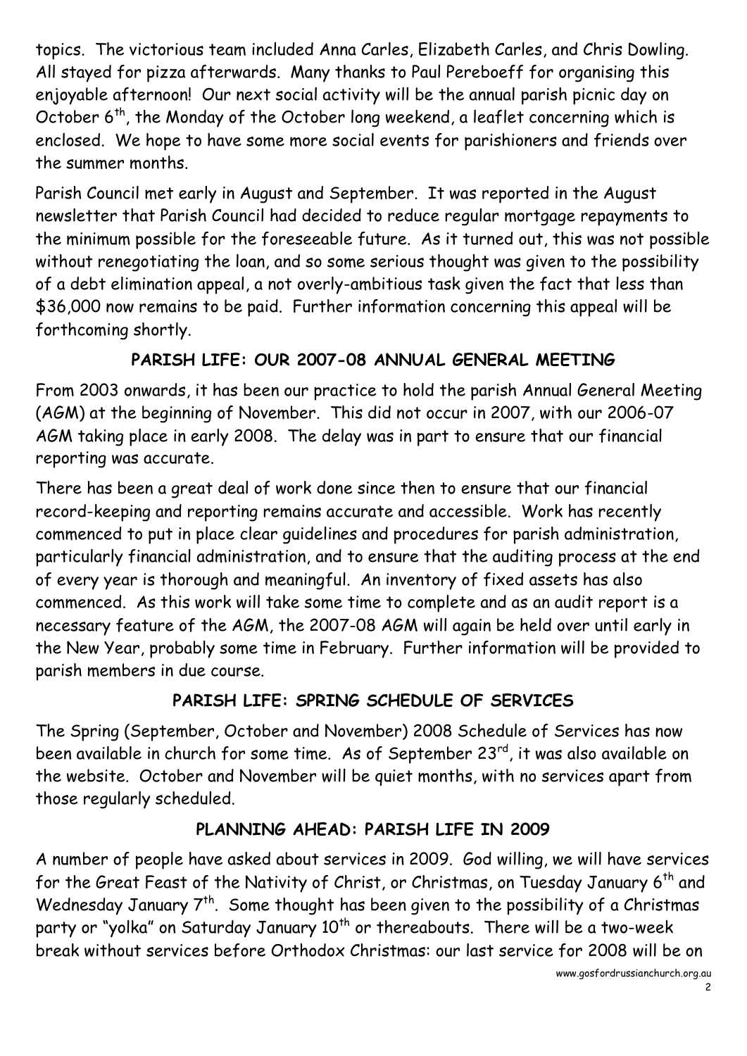topics. The victorious team included Anna Carles, Elizabeth Carles, and Chris Dowling. All stayed for pizza afterwards. Many thanks to Paul Pereboeff for organising this enjoyable afternoon! Our next social activity will be the annual parish picnic day on October 6th, the Monday of the October long weekend, a leaflet concerning which is enclosed. We hope to have some more social events for parishioners and friends over the summer months.

Parish Council met early in August and September. It was reported in the August newsletter that Parish Council had decided to reduce regular mortgage repayments to the minimum possible for the foreseeable future. As it turned out, this was not possible without renegotiating the loan, and so some serious thought was given to the possibility of a debt elimination appeal, a not overly-ambitious task given the fact that less than $36,000 now remains to be paid. Further information concerning this appeal will be forthcoming shortly.

## PARISH LIFE: OUR 2007-08 ANNUAL GENERAL MEETING

From 2003 onwards, it has been our practice to hold the parish Annual General Meeting (AGM) at the beginning of November. This did not occur in 2007, with our 2006-07 AGM taking place in early 2008. The delay was in part to ensure that our financial reporting was accurate.

There has been a great deal of work done since then to ensure that our financial record-keeping and reporting remains accurate and accessible. Work has recently commenced to put in place clear guidelines and procedures for parish administration, particularly financial administration, and to ensure that the auditing process at the end of every year is thorough and meaningful. An inventory of fixed assets has also commenced. As this work will take some time to complete and as an audit report is a necessary feature of the AGM, the 2007-08 AGM will again be held over until early in the New Year, probably some time in February. Further information will be provided to parish members in due course.

## PARISH LIFE: SPRING SCHEDULE OF SERVICES

The Spring (September, October and November) 2008 Schedule of Services has now been available in church for some time. As of September 23rd, it was also available on the website. October and November will be quiet months, with no services apart from those regularly scheduled.

## PLANNING AHEAD: PARISH LIFE IN 2009

A number of people have asked about services in 2009. God willing, we will have services for the Great Feast of the Nativity of Christ, or Christmas, on Tuesday January 6th and Wednesday January 7th. Some thought has been given to the possibility of a Christmas party or "yolka" on Saturday January 10th or thereabouts. There will be a two-week break without services before Orthodox Christmas: our last service for 2008 will be on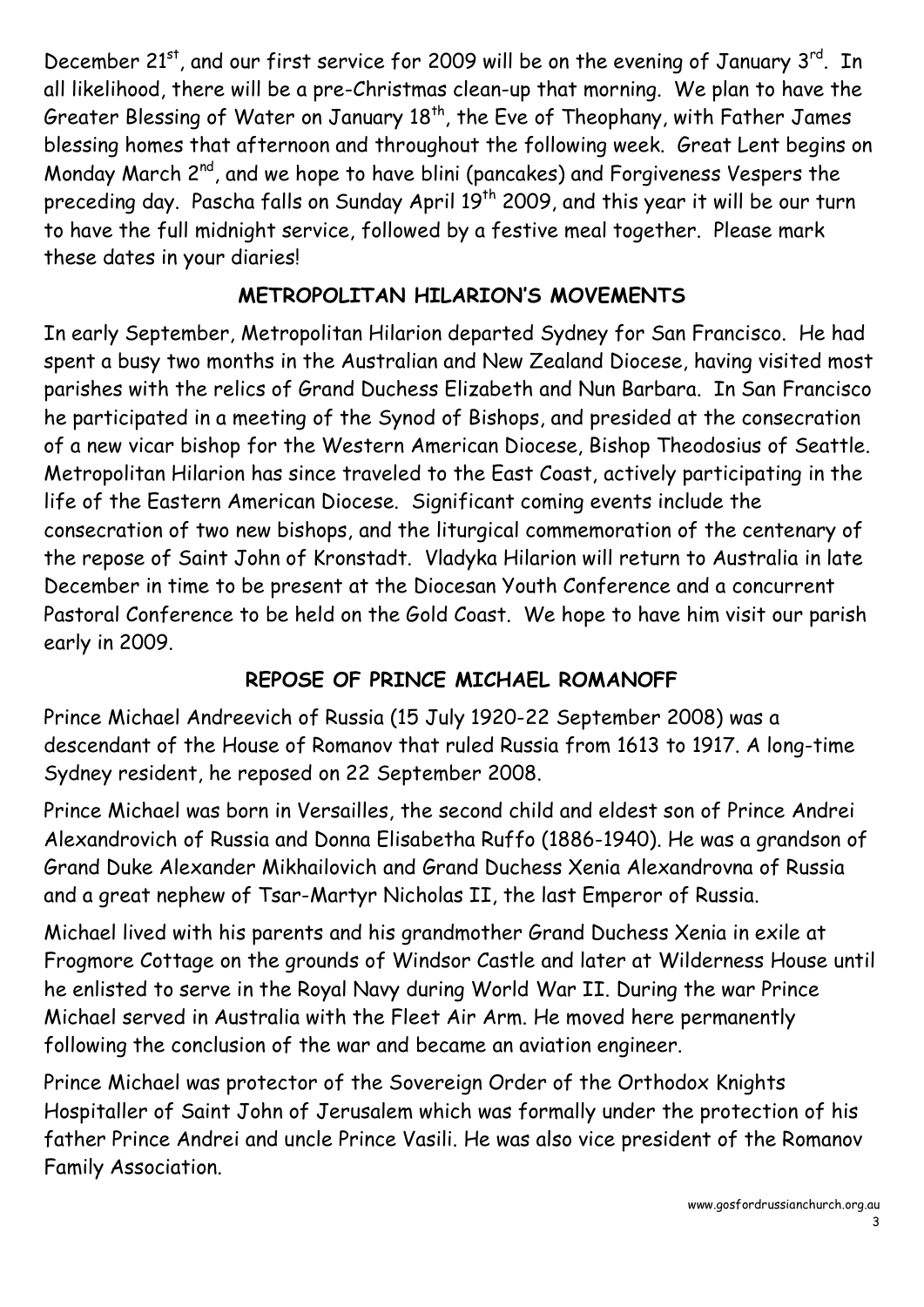December 21st, and our first service for 2009 will be on the evening of January 3rd. In all likelihood, there will be a pre-Christmas clean-up that morning. We plan to have the Greater Blessing of Water on January 18th, the Eve of Theophany, with Father James blessing homes that afternoon and throughout the following week. Great Lent begins on Monday March 2nd, and we hope to have blini (pancakes) and Forgiveness Vespers the preceding day. Pascha falls on Sunday April 19th 2009, and this year it will be our turn to have the full midnight service, followed by a festive meal together. Please mark these dates in your diaries!

## METROPOLITAN HILARION'S MOVEMENTS

In early September, Metropolitan Hilarion departed Sydney for San Francisco. He had spent a busy two months in the Australian and New Zealand Diocese, having visited most parishes with the relics of Grand Duchess Elizabeth and Nun Barbara. In San Francisco he participated in a meeting of the Synod of Bishops, and presided at the consecration of a new vicar bishop for the Western American Diocese, Bishop Theodosius of Seattle. Metropolitan Hilarion has since traveled to the East Coast, actively participating in the life of the Eastern American Diocese. Significant coming events include the consecration of two new bishops, and the liturgical commemoration of the centenary of the repose of Saint John of Kronstadt. Vladyka Hilarion will return to Australia in late December in time to be present at the Diocesan Youth Conference and a concurrent Pastoral Conference to be held on the Gold Coast. We hope to have him visit our parish early in 2009.

## REPOSE OF PRINCE MICHAEL ROMANOFF

Prince Michael Andreevich of Russia (15 July 1920-22 September 2008) was a descendant of the House of Romanov that ruled Russia from 1613 to 1917. A long-time Sydney resident, he reposed on 22 September 2008.

Prince Michael was born in Versailles, the second child and eldest son of Prince Andrei Alexandrovich of Russia and Donna Elisabetha Ruffo (1886-1940). He was a grandson of Grand Duke Alexander Mikhailovich and Grand Duchess Xenia Alexandrovna of Russia and a great nephew of Tsar-Martyr Nicholas II, the last Emperor of Russia.

Michael lived with his parents and his grandmother Grand Duchess Xenia in exile at Frogmore Cottage on the grounds of Windsor Castle and later at Wilderness House until he enlisted to serve in the Royal Navy during World War II. During the war Prince Michael served in Australia with the Fleet Air Arm. He moved here permanently following the conclusion of the war and became an aviation engineer.

Prince Michael was protector of the Sovereign Order of the Orthodox Knights Hospitaller of Saint John of Jerusalem which was formally under the protection of his father Prince Andrei and uncle Prince Vasili. He was also vice president of the Romanov Family Association.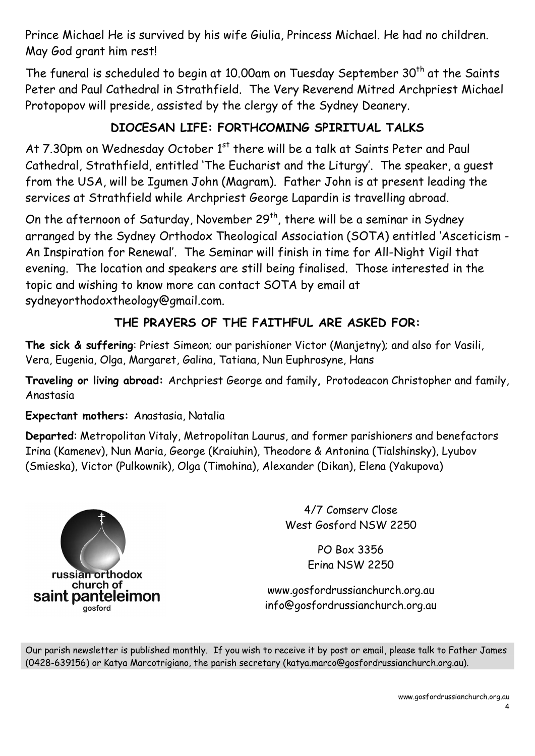Prince Michael He is survived by his wife Giulia, Princess Michael. He had no children. May God grant him rest!

The funeral is scheduled to begin at 10.00am on Tuesday September 30th at the Saints Peter and Paul Cathedral in Strathfield. The Very Reverend Mitred Archpriest Michael Protopopov will preside, assisted by the clergy of the Sydney Deanery.

## DIOCESAN LIFE: FORTHCOMING SPIRITUAL TALKS

At 7.30pm on Wednesday October 1st there will be a talk at Saints Peter and Paul Cathedral, Strathfield, entitled 'The Eucharist and the Liturgy'. The speaker, a guest from the USA, will be Igumen John (Magram). Father John is at present leading the services at Strathfield while Archpriest George Lapardin is travelling abroad.

On the afternoon of Saturday, November 29th, there will be a seminar in Sydney arranged by the Sydney Orthodox Theological Association (SOTA) entitled 'Asceticism - An Inspiration for Renewal'. The Seminar will finish in time for All-Night Vigil that evening. The location and speakers are still being finalised. Those interested in the topic and wishing to know more can contact SOTA by email at sydneyorthodoxtheology@gmail.com.

## THE PRAYERS OF THE FAITHFUL ARE ASKED FOR:

**The sick & suffering**: Priest Simeon; our parishioner Victor (Manjetny); and also for Vasili, Vera, Eugenia, Olga, Margaret, Galina, Tatiana, Nun Euphrosyne, Hans

**Traveling or living abroad:** Archpriest George and family, Protodeacon Christopher and family, Anastasia

**Expectant mothers:** Anastasia, Natalia

**Departed**: Metropolitan Vitaly, Metropolitan Laurus, and former parishioners and benefactors Irina (Kamenev), Nun Maria, George (Kraiuhin), Theodore & Antonina (Tialshinsky), Lyubov (Smieska), Victor (Pulkownik), Olga (Timohina), Alexander (Dikan), Elena (Yakupova)

russian orthodox church of saint panteleimon gosford

4/7 Comserv Close
West Gosford NSW 2250

PO Box 3356
Erina NSW 2250

www.gosfordrussianchurch.org.au
info@gosfordrussianchurch.org.au

Our parish newsletter is published monthly. If you wish to receive it by post or email, please talk to Father James (0428-639156) or Katya Marcotrigiano, the parish secretary (katya.marco@gosfordrussianchurch.org.au).